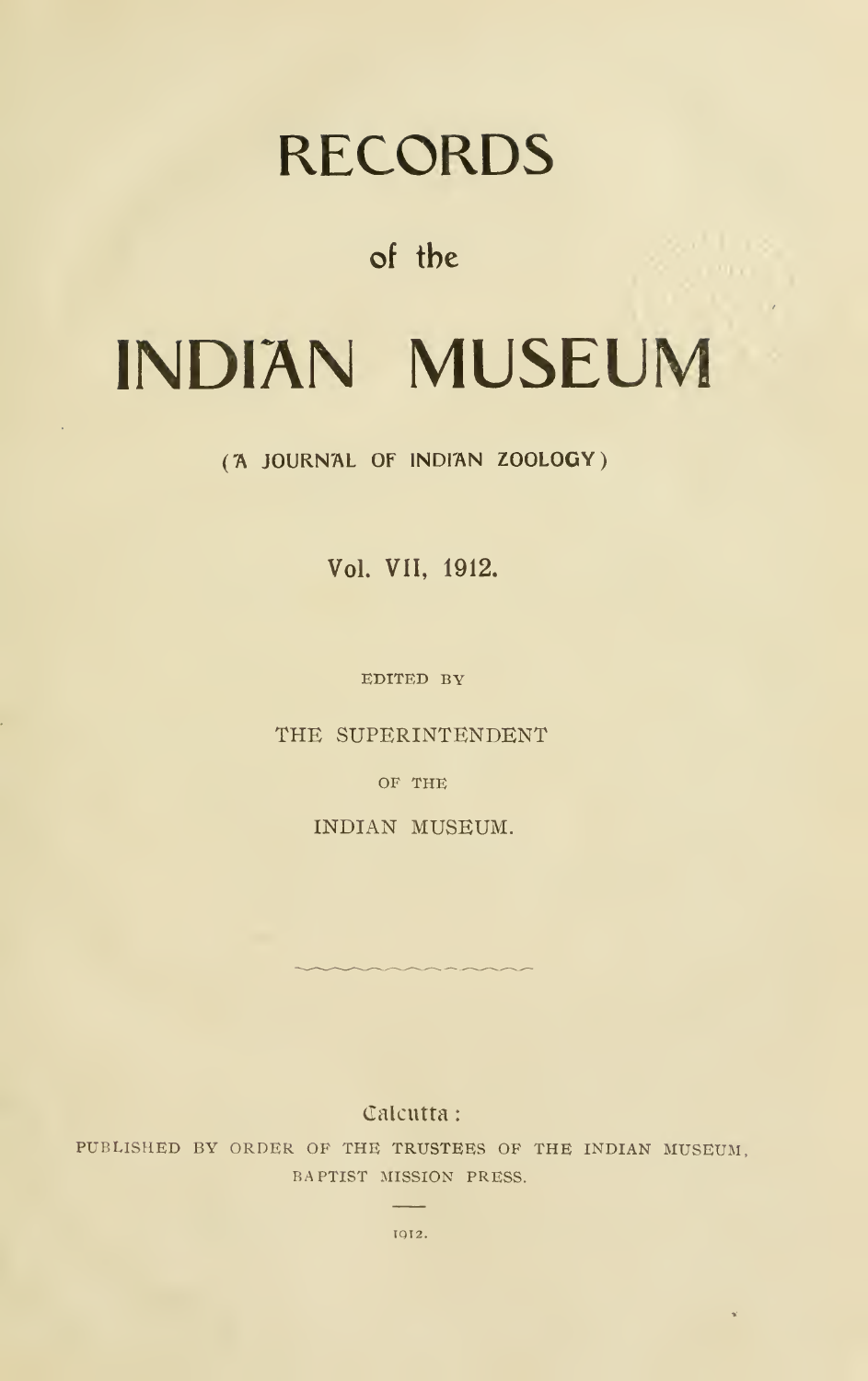# RECORDS

## of the

# INDIAN MUSEUM

(A JOURNAL OF INDIAN ZOOLOGY)

Vol. VII, 1912.

EDITED BY

THE SUPERINTENDENT

OF THE

INDIAN MUSEUM.

Calcutta:

PUBLISHED BY ORDER OF THE TRUSTEES OF THE INDIAN MUSEUM,
BAPTIST MISSION PRESS.

1912.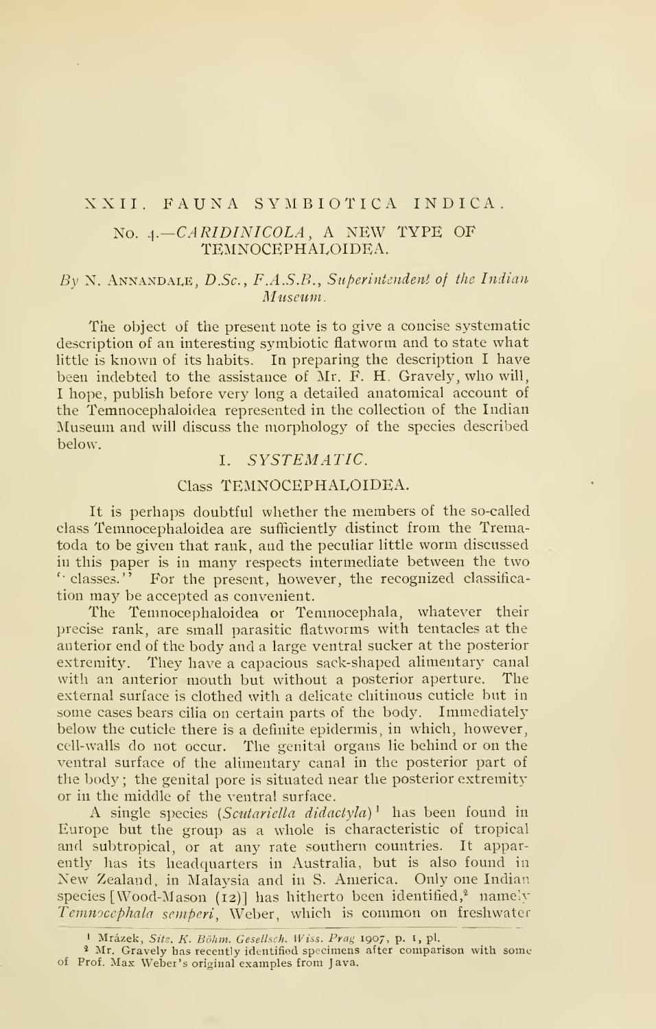# XXII. FAUNA SYMBIOTICA INDICA.

## No. 4.—*CARIDINICOLA*, A NEW TYPE OF TEMNOCEPHALOIDEA.

*By* N. ANNANDALE, *D.Sc., F.A.S.B., Superintendent of the Indian Museum.*

The object of the present note is to give a concise systematic description of an interesting symbiotic flatworm and to state what little is known of its habits. In preparing the description I have been indebted to the assistance of Mr. F. H. Gravely, who will, I hope, publish before very long a detailed anatomical account of the Temnocephaloidea represented in the collection of the Indian Museum and will discuss the morphology of the species described below.

### I. *SYSTEMATIC.*

#### Class TEMNOCEPHALOIDEA.

It is perhaps doubtful whether the members of the so-called class Temnocephaloidea are sufficiently distinct from the Trematoda to be given that rank, and the peculiar little worm discussed in this paper is in many respects intermediate between the two "classes." For the present, however, the recognized classification may be accepted as convenient.

The Temnocephaloidea or Temnocephala, whatever their precise rank, are small parasitic flatworms with tentacles at the anterior end of the body and a large ventral sucker at the posterior extremity. They have a capacious sack-shaped alimentary canal with an anterior mouth but without a posterior aperture. The external surface is clothed with a delicate chitinous cuticle but in some cases bears cilia on certain parts of the body. Immediately below the cuticle there is a definite epidermis, in which, however, cell-walls do not occur. The genital organs lie behind or on the ventral surface of the alimentary canal in the posterior part of the body; the genital pore is situated near the posterior extremity or in the middle of the ventral surface.

A single species (*Scutariella didactyla*)[1] has been found in Europe but the group as a whole is characteristic of tropical and subtropical, or at any rate southern countries. It apparently has its headquarters in Australia, but is also found in New Zealand, in Malaysia and in S. America. Only one Indian species [Wood-Mason (12)] has hitherto been identified,[2] namely *Temnocephala semperi*, Weber, which is common on freshwater

---

[1] Mrázek, *Sitz. K. Böhm. Gesellsch. Wiss. Prag* 1907, p. 1, pl.

[2] Mr. Gravely has recently identified specimens after comparison with some of Prof. Max Weber's original examples from Java.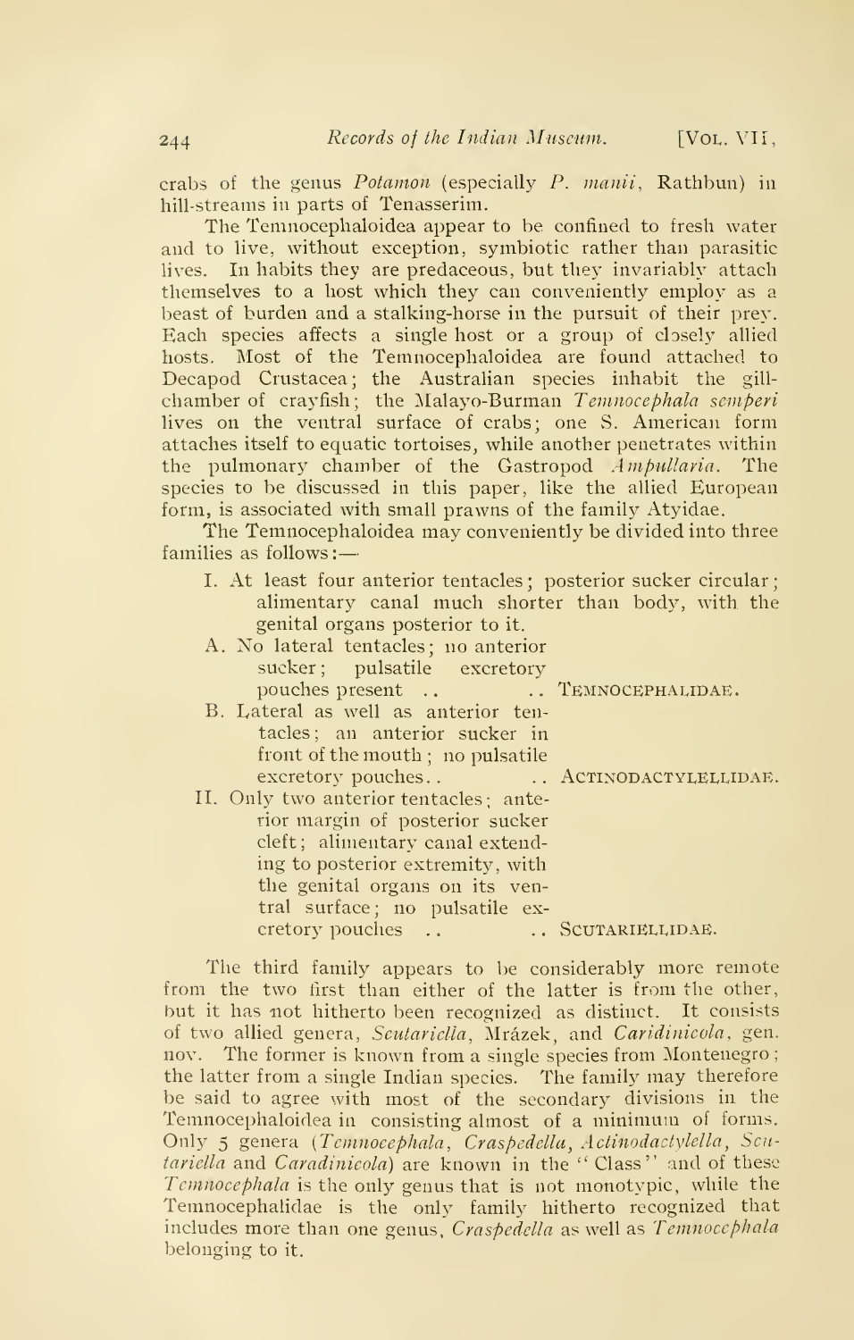crabs of the genus *Potamon* (especially *P. manii*, Rathbun) in hill-streams in parts of Tenasserim.

The Temnocephaloidea appear to be confined to fresh water and to live, without exception, symbiotic rather than parasitic lives. In habits they are predaceous, but they invariably attach themselves to a host which they can conveniently employ as a beast of burden and a stalking-horse in the pursuit of their prey. Each species affects a single host or a group of closely allied hosts. Most of the Temnocephaloidea are found attached to Decapod Crustacea; the Australian species inhabit the gill-chamber of crayfish; the Malayo-Burman *Temnocephala semperi* lives on the ventral surface of crabs; one S. American form attaches itself to equatic tortoises, while another penetrates within the pulmonary chamber of the Gastropod *Ampullaria*. The species to be discussed in this paper, like the allied European form, is associated with small prawns of the family Atyidae.

The Temnocephaloidea may conveniently be divided into three families as follows:—

I. At least four anterior tentacles; posterior sucker circular; alimentary canal much shorter than body, with the genital organs posterior to it.

- A. No lateral tentacles; no anterior sucker; pulsatile excretory pouches present .. .. TEMNOCEPHALIDAE.
- B. Lateral as well as anterior tentacles; an anterior sucker in front of the mouth; no pulsatile excretory pouches.. .. ACTINODACTYLELLIDAE.

II. Only two anterior tentacles; anterior margin of posterior sucker cleft; alimentary canal extending to posterior extremity, with the genital organs on its ventral surface; no pulsatile excretory pouches .. .. SCUTARIELLIDAE.

The third family appears to be considerably more remote from the two first than either of the latter is from the other, but it has not hitherto been recognized as distinct. It consists of two allied genera, *Scutariella*, Mrázek, and *Caridinicola*, gen. nov. The former is known from a single species from Montenegro; the latter from a single Indian species. The family may therefore be said to agree with most of the secondary divisions in the Temnocephaloidea in consisting almost of a minimum of forms. Only 5 genera (*Temnocephala*, *Craspedella*, *Actinodactylella*, *Scutariella* and *Caradinicola*) are known in the "Class" and of these *Temnocephala* is the only genus that is not monotypic, while the Temnocephalidae is the only family hitherto recognized that includes more than one genus, *Craspedella* as well as *Temnocephala* belonging to it.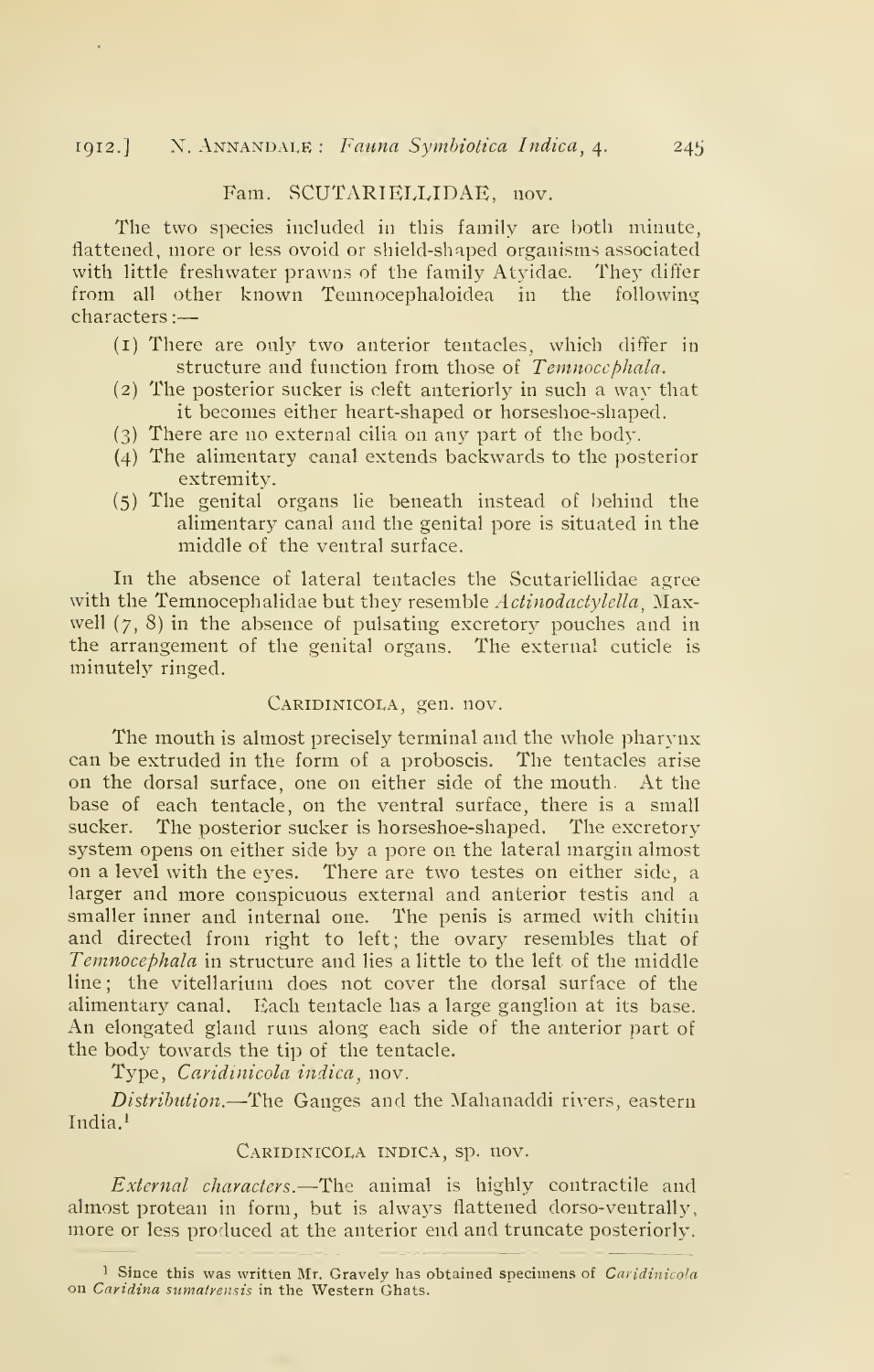## Fam. SCUTARIELLIDAE, nov.

The two species included in this family are both minute, flattened, more or less ovoid or shield-shaped organisms associated with little freshwater prawns of the family Atyidae. They differ from all other known Temnocephaloidea in the following characters:—

(1) There are only two anterior tentacles, which differ in structure and function from those of *Temnocephala*.
(2) The posterior sucker is cleft anteriorly in such a way that it becomes either heart-shaped or horseshoe-shaped.
(3) There are no external cilia on any part of the body.
(4) The alimentary canal extends backwards to the posterior extremity.
(5) The genital organs lie beneath instead of behind the alimentary canal and the genital pore is situated in the middle of the ventral surface.

In the absence of lateral tentacles the Scutariellidae agree with the Temnocephalidae but they resemble *Actinodactylella*, Maxwell (7, 8) in the absence of pulsating excretory pouches and in the arrangement of the genital organs. The external cuticle is minutely ringed.

### CARIDINICOLA, gen. nov.

The mouth is almost precisely terminal and the whole pharynx can be extruded in the form of a proboscis. The tentacles arise on the dorsal surface, one on either side of the mouth. At the base of each tentacle, on the ventral surface, there is a small sucker. The posterior sucker is horseshoe-shaped. The excretory system opens on either side by a pore on the lateral margin almost on a level with the eyes. There are two testes on either side, a larger and more conspicuous external and anterior testis and a smaller inner and internal one. The penis is armed with chitin and directed from right to left; the ovary resembles that of *Temnocephala* in structure and lies a little to the left of the middle line; the vitellarium does not cover the dorsal surface of the alimentary canal. Each tentacle has a large ganglion at its base. An elongated gland runs along each side of the anterior part of the body towards the tip of the tentacle.

Type, *Caridinicola indica*, nov.

*Distribution.*—The Ganges and the Mahanaddi rivers, eastern India.[1]

### CARIDINICOLA INDICA, sp. nov.

*External characters.*—The animal is highly contractile and almost protean in form, but is always flattened dorso-ventrally, more or less produced at the anterior end and truncate posteriorly.

[1] Since this was written Mr. Gravely has obtained specimens of *Caridinicola* on *Caridina sumatrensis* in the Western Ghats.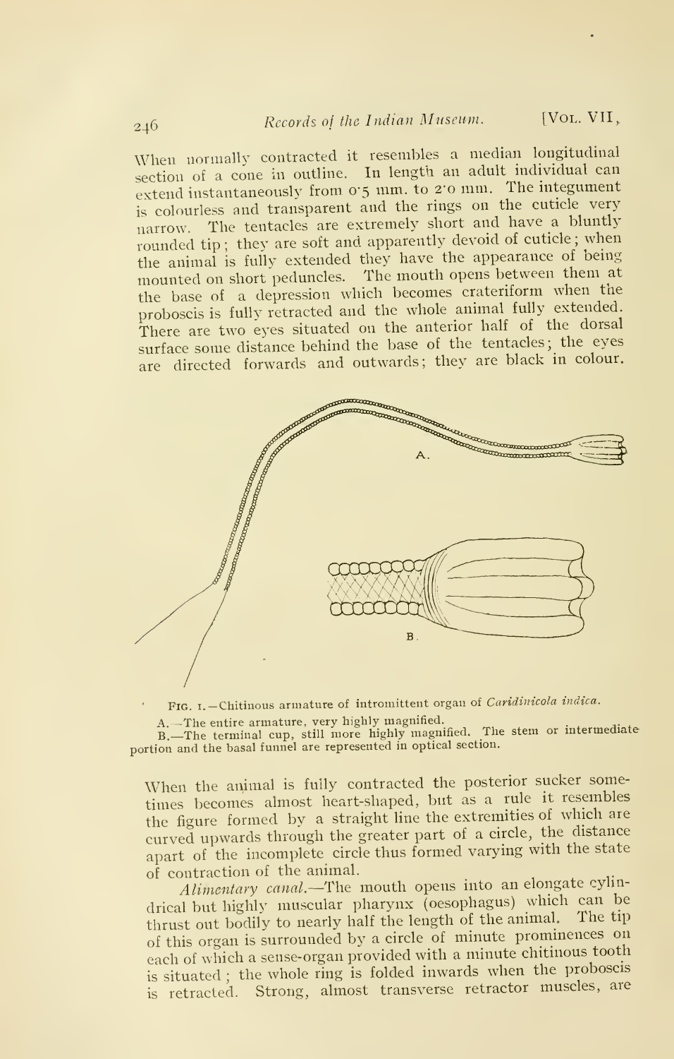When normally contracted it resembles a median longitudinal section of a cone in outline. In length an adult individual can extend instantaneously from 0·5 mm. to 2·0 mm. The integument is colourless and transparent and the rings on the cuticle very narrow. The tentacles are extremely short and have a bluntly rounded tip; they are soft and apparently devoid of cuticle; when the animal is fully extended they have the appearance of being mounted on short peduncles. The mouth opens between them at the base of a depression which becomes crateriform when the proboscis is fully retracted and the whole animal fully extended. There are two eyes situated on the anterior half of the dorsal surface some distance behind the base of the tentacles; the eyes are directed forwards and outwards; they are black in colour.

FIG. 1.—Chitinous armature of intromittent organ of *Caridinicola indica*.

A.—The entire armature, very highly magnified.
B.—The terminal cup, still more highly magnified. The stem or intermediate portion and the basal funnel are represented in optical section.

When the animal is fully contracted the posterior sucker sometimes becomes almost heart-shaped, but as a rule it resembles the figure formed by a straight line the extremities of which are curved upwards through the greater part of a circle, the distance apart of the incomplete circle thus formed varying with the state of contraction of the animal.

*Alimentary canal.*—The mouth opens into an elongate cylindrical but highly muscular pharynx (oesophagus) which can be thrust out bodily to nearly half the length of the animal. The tip of this organ is surrounded by a circle of minute prominences on each of which a sense-organ provided with a minute chitinous tooth is situated; the whole ring is folded inwards when the proboscis is retracted. Strong, almost transverse retractor muscles, are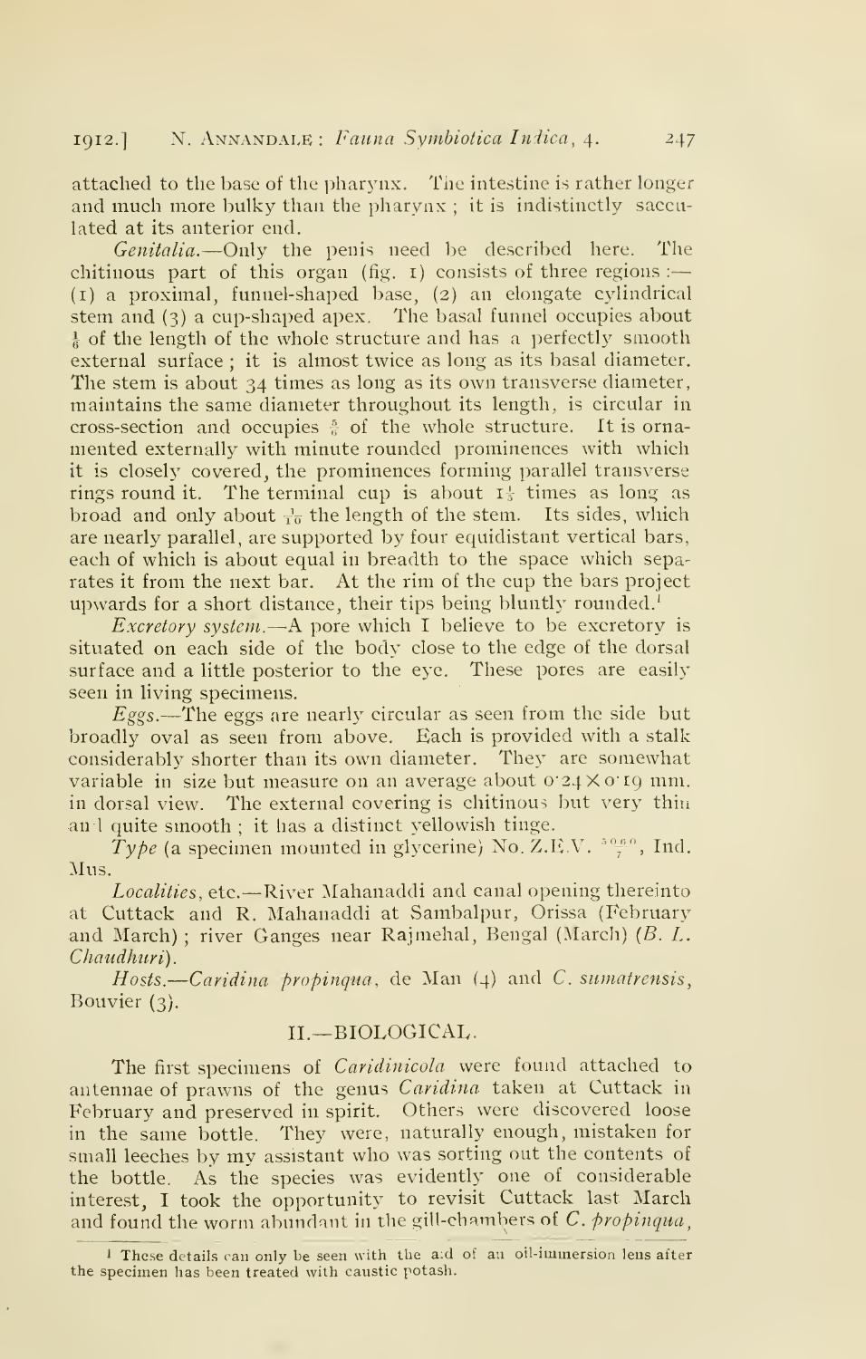attached to the base of the pharynx. The intestine is rather longer and much more bulky than the pharynx; it is indistinctly sacculated at its anterior end.

*Genitalia*.—Only the penis need be described here. The chitinous part of this organ (fig. 1) consists of three regions:—(1) a proximal, funnel-shaped base, (2) an elongate cylindrical stem and (3) a cup-shaped apex. The basal funnel occupies about $\frac{1}{6}$ of the length of the whole structure and has a perfectly smooth external surface; it is almost twice as long as its basal diameter. The stem is about 34 times as long as its own transverse diameter, maintains the same diameter throughout its length, is circular in cross-section and occupies $\frac{5}{6}$ of the whole structure. It is ornamented externally with minute rounded prominences with which it is closely covered, the prominences forming parallel transverse rings round it. The terminal cup is about $1\frac{1}{2}$ times as long as broad and only about $\frac{1}{10}$ the length of the stem. Its sides, which are nearly parallel, are supported by four equidistant vertical bars, each of which is about equal in breadth to the space which separates it from the next bar. At the rim of the cup the bars project upwards for a short distance, their tips being bluntly rounded.[1]

*Excretory system*.—A pore which I believe to be excretory is situated on each side of the body close to the edge of the dorsal surface and a little posterior to the eye. These pores are easily seen in living specimens.

*Eggs*.—The eggs are nearly circular as seen from the side but broadly oval as seen from above. Each is provided with a stalk considerably shorter than its own diameter. They are somewhat variable in size but measure on an average about $0{\cdot}24 \times 0{\cdot}19$ mm. in dorsal view. The external covering is chitinous but very thin and quite smooth; it has a distinct yellowish tinge.

*Type* (a specimen mounted in glycerine) No. Z.E.V. $\frac{5060}{7}$, Ind. Mus.

*Localities*, etc.—River Mahanaddi and canal opening thereinto at Cuttack and R. Mahanaddi at Sambalpur, Orissa (February and March); river Ganges near Rajmehal, Bengal (March) (*B. L. Chaudhuri*).

*Hosts*.—*Caridina propinqua*, de Man (4) and *C. sumatrensis*, Bouvier (3).

## II.—BIOLOGICAL.

The first specimens of *Caridinicola* were found attached to antennae of prawns of the genus *Caridina* taken at Cuttack in February and preserved in spirit. Others were discovered loose in the same bottle. They were, naturally enough, mistaken for small leeches by my assistant who was sorting out the contents of the bottle. As the species was evidently one of considerable interest, I took the opportunity to revisit Cuttack last March and found the worm abundant in the gill-chambers of *C. propinqua*,

[1] These details can only be seen with the aid of an oil-immersion lens after the specimen has been treated with caustic potash.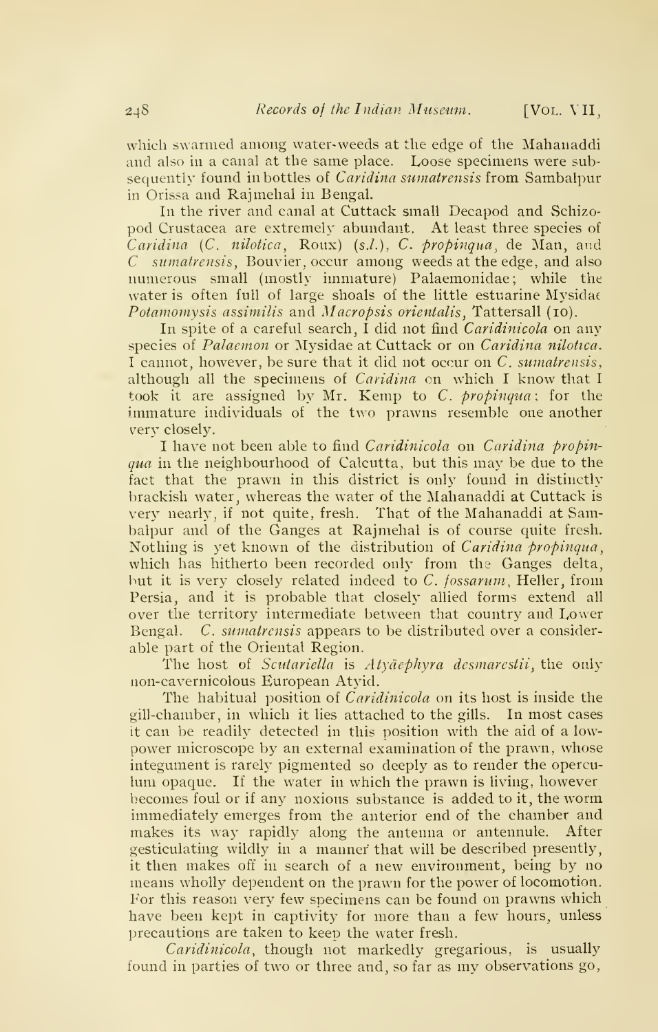which swarmed among water-weeds at the edge of the Mahanaddi and also in a canal at the same place. Loose specimens were subsequently found in bottles of *Caridina sumatrensis* from Sambalpur in Orissa and Rajmehal in Bengal.

In the river and canal at Cuttack small Decapod and Schizopod Crustacea are extremely abundant. At least three species of *Caridina* (*C. nilotica*, Roux) (*s.l.*), *C. propinqua*, de Man, and *C. sumatrensis*, Bouvier, occur among weeds at the edge, and also numerous small (mostly immature) Palaemonidae; while the water is often full of large shoals of the little estuarine Mysidae *Potamomysis assimilis* and *Macropsis orientalis*, Tattersall (10).

In spite of a careful search, I did not find *Caridinicola* on any species of *Palaemon* or Mysidae at Cuttack or on *Caridina nilotica*. I cannot, however, be sure that it did not occur on *C. sumatrensis*, although all the specimens of *Caridina* on which I know that I took it are assigned by Mr. Kemp to *C. propinqua*; for the immature individuals of the two prawns resemble one another very closely.

I have not been able to find *Caridinicola* on *Caridina propinqua* in the neighbourhood of Calcutta, but this may be due to the fact that the prawn in this district is only found in distinctly brackish water, whereas the water of the Mahanaddi at Cuttack is very nearly, if not quite, fresh. That of the Mahanaddi at Sambalpur and of the Ganges at Rajmehal is of course quite fresh. Nothing is yet known of the distribution of *Caridina propinqua*, which has hitherto been recorded only from the Ganges delta, but it is very closely related indeed to *C. fossarum*, Heller, from Persia, and it is probable that closely allied forms extend all over the territory intermediate between that country and Lower Bengal. *C. sumatrensis* appears to be distributed over a considerable part of the Oriental Region.

The host of *Scutariella* is *Atyäephyra desmarestii*, the only non-cavernicolous European Atyid.

The habitual position of *Caridinicola* on its host is inside the gill-chamber, in which it lies attached to the gills. In most cases it can be readily detected in this position with the aid of a low-power microscope by an external examination of the prawn, whose integument is rarely pigmented so deeply as to render the operculum opaque. If the water in which the prawn is living, however becomes foul or if any noxious substance is added to it, the worm immediately emerges from the anterior end of the chamber and makes its way rapidly along the antenna or antennule. After gesticulating wildly in a manner that will be described presently, it then makes off in search of a new environment, being by no means wholly dependent on the prawn for the power of locomotion. For this reason very few specimens can be found on prawns which have been kept in captivity for more than a few hours, unless precautions are taken to keep the water fresh.

*Caridinicola*, though not markedly gregarious, is usually found in parties of two or three and, so far as my observations go,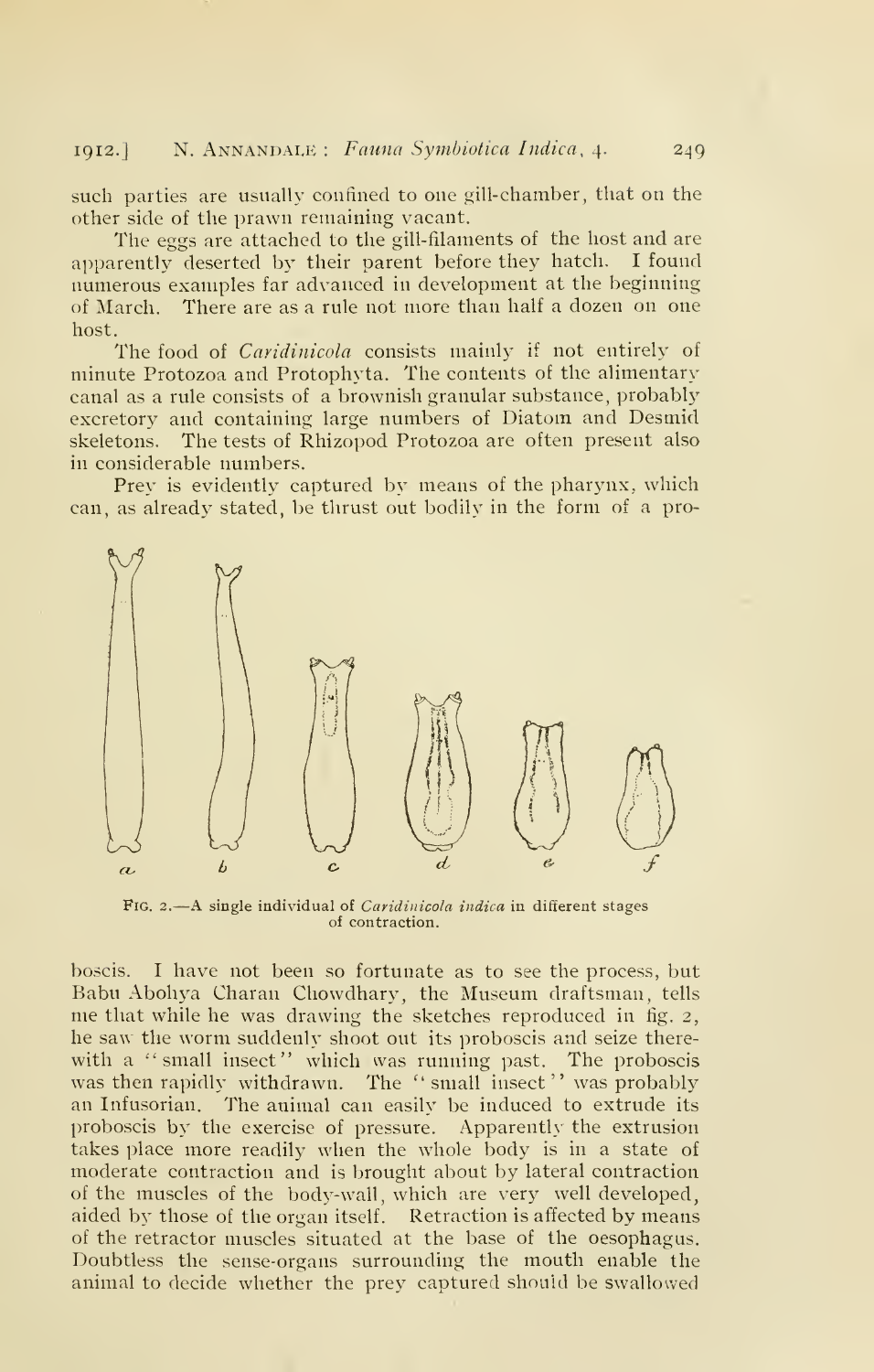such parties are usually confined to one gill-chamber, that on the other side of the prawn remaining vacant.

The eggs are attached to the gill-filaments of the host and are apparently deserted by their parent before they hatch. I found numerous examples far advanced in development at the beginning of March. There are as a rule not more than half a dozen on one host.

The food of *Caridinicola* consists mainly if not entirely of minute Protozoa and Protophyta. The contents of the alimentary canal as a rule consists of a brownish granular substance, probably excretory and containing large numbers of Diatom and Desmid skeletons. The tests of Rhizopod Protozoa are often present also in considerable numbers.

Prey is evidently captured by means of the pharynx, which can, as already stated, be thrust out bodily in the form of a proboscis. I have not been so fortunate as to see the process, but Babu Abohya Charan Chowdhary, the Museum draftsman, tells me that while he was drawing the sketches reproduced in fig. 2, he saw the worm suddenly shoot out its proboscis and seize therewith a "small insect" which was running past. The proboscis was then rapidly withdrawn. The "small insect" was probably an Infusorian. The animal can easily be induced to extrude its proboscis by the exercise of pressure. Apparently the extrusion takes place more readily when the whole body is in a state of moderate contraction and is brought about by lateral contraction of the muscles of the body-wall, which are very well developed, aided by those of the organ itself. Retraction is affected by means of the retractor muscles situated at the base of the oesophagus. Doubtless the sense-organs surrounding the mouth enable the animal to decide whether the prey captured should be swallowed

FIG. 2.—A single individual of *Caridinicola indica* in different stages of contraction.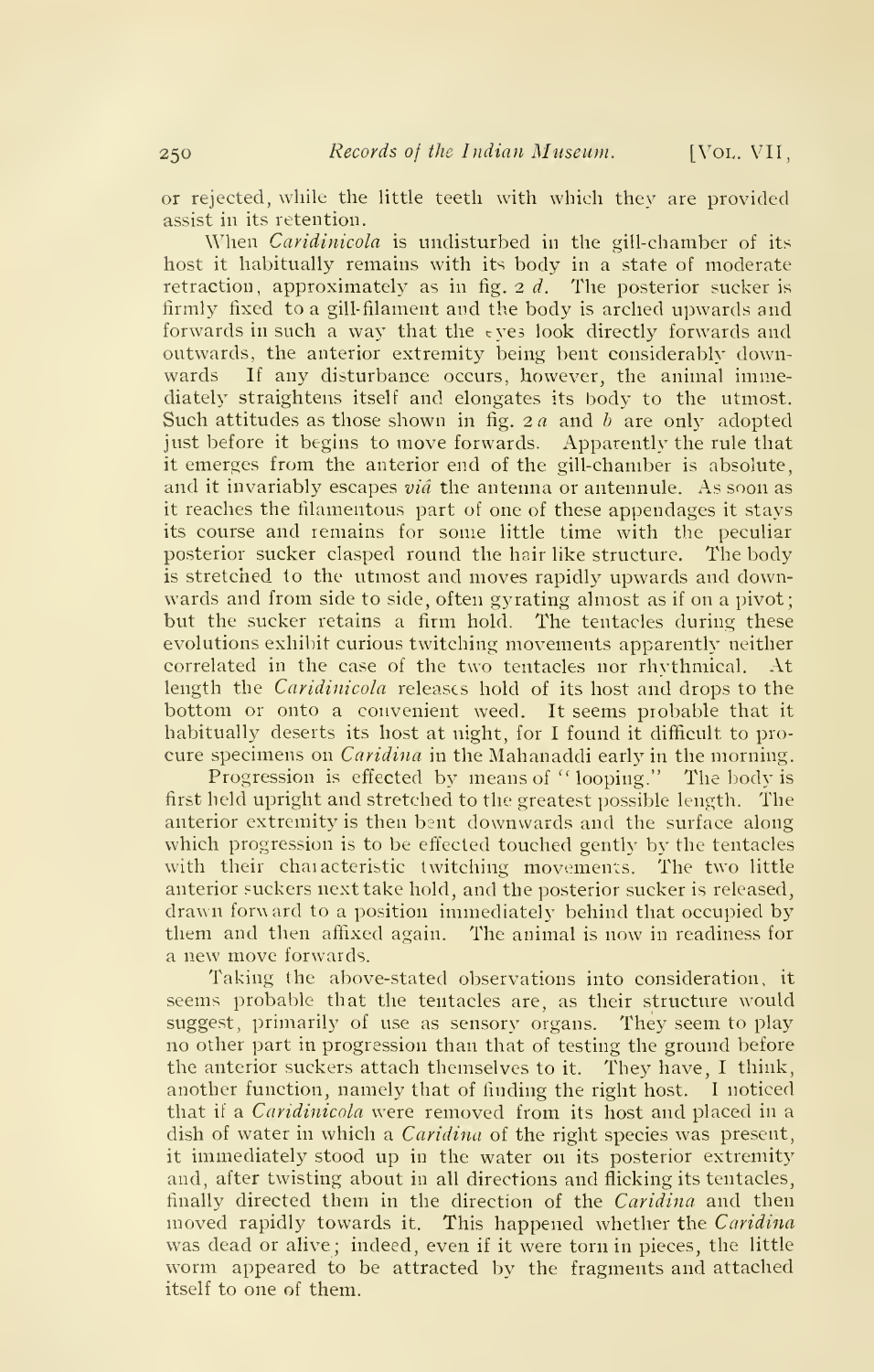or rejected, while the little teeth with which they are provided assist in its retention.

When *Caridinicola* is undisturbed in the gill-chamber of its host it habitually remains with its body in a state of moderate retraction, approximately as in fig. 2 *d*. The posterior sucker is firmly fixed to a gill-filament and the body is arched upwards and forwards in such a way that the eyes look directly forwards and outwards, the anterior extremity being bent considerably downwards. If any disturbance occurs, however, the animal immediately straightens itself and elongates its body to the utmost. Such attitudes as those shown in fig. 2 *a* and *b* are only adopted just before it begins to move forwards. Apparently the rule that it emerges from the anterior end of the gill-chamber is absolute, and it invariably escapes *viâ* the antenna or antennule. As soon as it reaches the filamentous part of one of these appendages it stays its course and remains for some little time with the peculiar posterior sucker clasped round the hair like structure. The body is stretched to the utmost and moves rapidly upwards and downwards and from side to side, often gyrating almost as if on a pivot; but the sucker retains a firm hold. The tentacles during these evolutions exhibit curious twitching movements apparently neither correlated in the case of the two tentacles nor rhythmical. At length the *Caridinicola* releases hold of its host and drops to the bottom or onto a convenient weed. It seems probable that it habitually deserts its host at night, for I found it difficult to procure specimens on *Caridina* in the Mahanaddi early in the morning.

Progression is effected by means of "looping." The body is first held upright and stretched to the greatest possible length. The anterior extremity is then bent downwards and the surface along which progression is to be effected touched gently by the tentacles with their characteristic twitching movements. The two little anterior suckers next take hold, and the posterior sucker is released, drawn forward to a position immediately behind that occupied by them and then affixed again. The animal is now in readiness for a new move forwards.

Taking the above-stated observations into consideration, it seems probable that the tentacles are, as their structure would suggest, primarily of use as sensory organs. They seem to play no other part in progression than that of testing the ground before the anterior suckers attach themselves to it. They have, I think, another function, namely that of finding the right host. I noticed that if a *Caridinicola* were removed from its host and placed in a dish of water in which a *Caridina* of the right species was present, it immediately stood up in the water on its posterior extremity and, after twisting about in all directions and flicking its tentacles, finally directed them in the direction of the *Caridina* and then moved rapidly towards it. This happened whether the *Caridina* was dead or alive; indeed, even if it were torn in pieces, the little worm appeared to be attracted by the fragments and attached itself to one of them.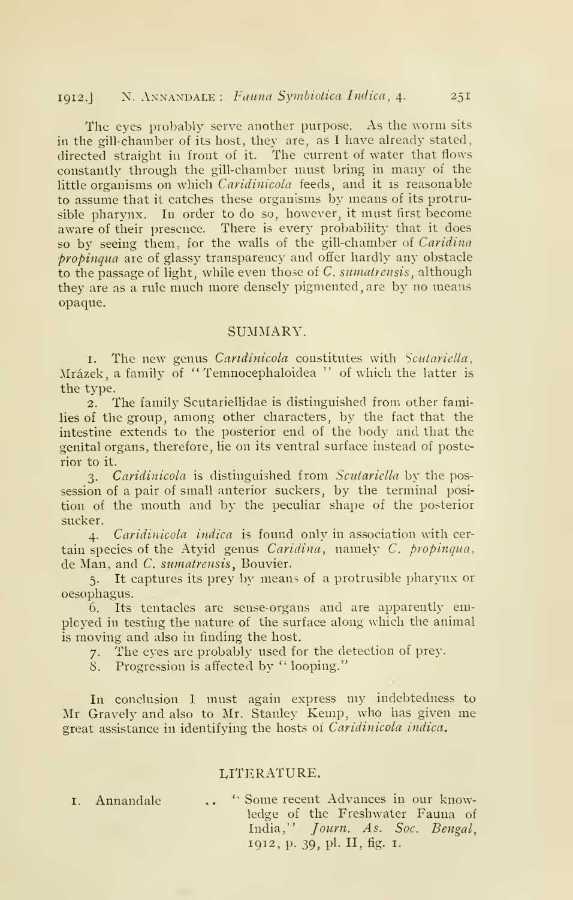The eyes probably serve another purpose. As the worm sits in the gill-chamber of its host, they are, as I have already stated, directed straight in front of it. The current of water that flows constantly through the gill-chamber must bring in many of the little organisms on which *Caridinicola* feeds, and it is reasonable to assume that it catches these organisms by means of its protrusible pharynx. In order to do so, however, it must first become aware of their presence. There is every probability that it does so by seeing them, for the walls of the gill-chamber of *Caridina propinqua* are of glassy transparency and offer hardly any obstacle to the passage of light, while even those of *C. sumatrensis*, although they are as a rule much more densely pigmented, are by no means opaque.

## SUMMARY.

1. The new genus *Caridinicola* constitutes with *Scutariella*, Mrázek, a family of "Temnocephaloidea" of which the latter is the type.
2. The family Scutariellidae is distinguished from other families of the group, among other characters, by the fact that the intestine extends to the posterior end of the body and that the genital organs, therefore, lie on its ventral surface instead of posterior to it.
3. *Caridinicola* is distinguished from *Scutariella* by the possession of a pair of small anterior suckers, by the terminal position of the mouth and by the peculiar shape of the posterior sucker.
4. *Caridinicola indica* is found only in association with certain species of the Atyid genus *Caridina*, namely *C. propinqua*, de Man, and *C. sumatrensis*, Bouvier.
5. It captures its prey by means of a protrusible pharynx or oesophagus.
6. Its tentacles are sense-organs and are apparently employed in testing the nature of the surface along which the animal is moving and also in finding the host.
7. The eyes are probably used for the detection of prey.
8. Progression is affected by "looping."

In conclusion I must again express my indebtedness to Mr Gravely and also to Mr. Stanley Kemp, who has given me great assistance in identifying the hosts of *Caridinicola indica*.

## LITERATURE.

1. Annandale .. "Some recent Advances in our knowledge of the Freshwater Fauna of India," *Journ. As. Soc. Bengal*, 1912, p. 39, pl. II, fig. 1.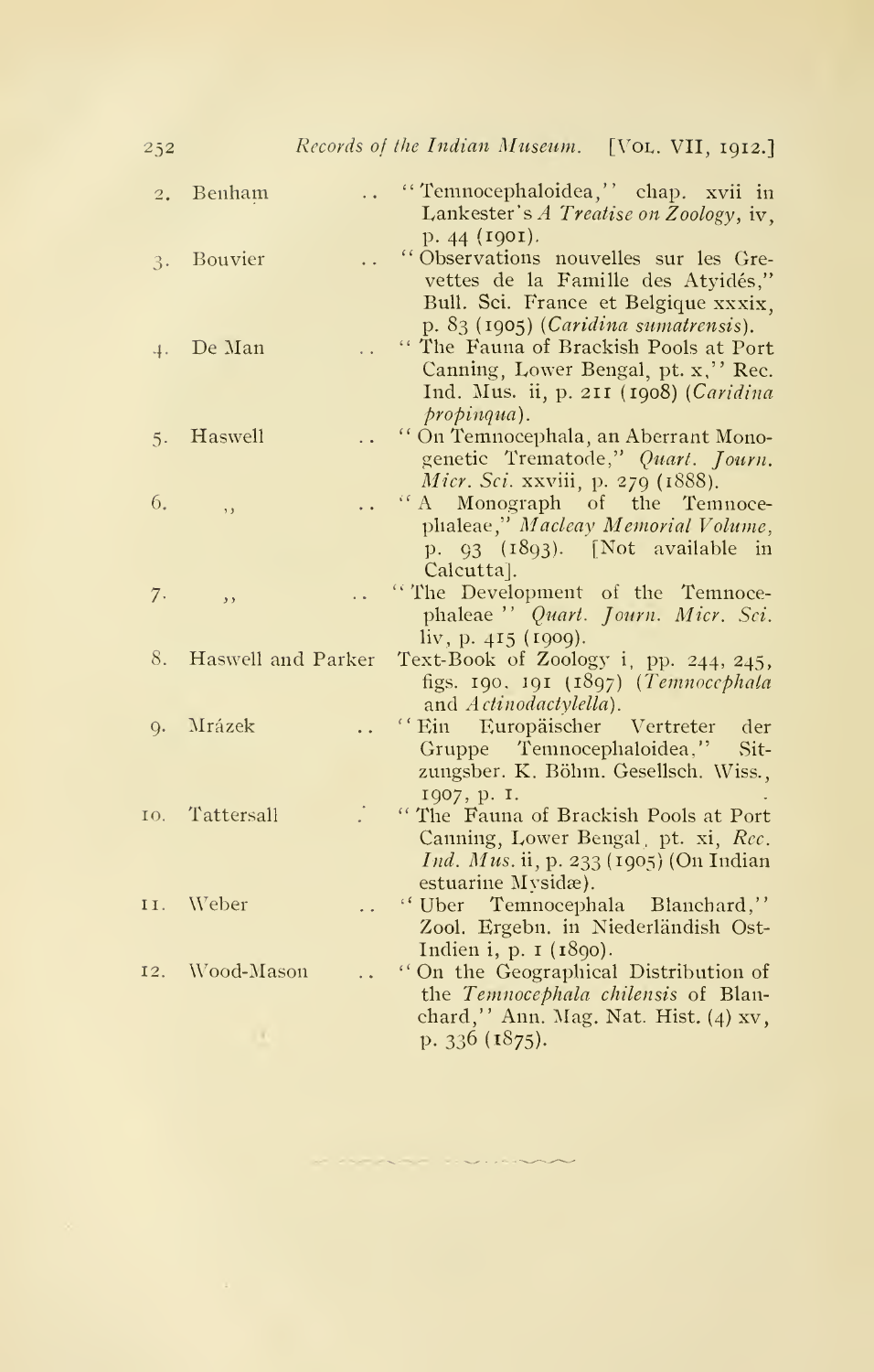2. Benham .. "Temnocephaloidea," chap. xvii in Lankester's *A Treatise on Zoology*, iv, p. 44 (1901).

3. Bouvier .. "Observations nouvelles sur les Grevettes de la Famille des Atyidés," Bull. Sci. France et Belgique xxxix, p. 83 (1905) (*Caridina sumatrensis*).

4. De Man .. "The Fauna of Brackish Pools at Port Canning, Lower Bengal, pt. x," Rec. Ind. Mus. ii, p. 211 (1908) (*Caridina propinqua*).

5. Haswell .. "On Temnocephala, an Aberrant Monogenetic Trematode," *Quart. Journ. Micr. Sci.* xxviii, p. 279 (1888).

6. ,, .. "A Monograph of the Temnocephaleae," *Macleay Memorial Volume*, p. 93 (1893). [Not available in Calcutta].

7. ,, .. "The Development of the Temnocephaleae" *Quart. Journ. Micr. Sci.* liv, p. 415 (1909).

8. Haswell and Parker Text-Book of Zoology i, pp. 244, 245, figs. 190, 191 (1897) (*Temnocephala* and *Actinodactylella*).

9. Mrázek .. "Ein Europäischer Vertreter der Gruppe Temnocephaloidea," Sitzungsber. K. Böhm. Gesellsch. Wiss., 1907, p. 1.

10. Tattersall .. "The Fauna of Brackish Pools at Port Canning, Lower Bengal, pt. xi, *Rec. Ind. Mus.* ii, p. 233 (1905) (On Indian estuarine Mysidæ).

11. Weber .. "Uber Temnocephala Blanchard," Zool. Ergebn. in Niederländish Ost-Indien i, p. 1 (1890).

12. Wood-Mason .. "On the Geographical Distribution of the *Temnocephala chilensis* of Blanchard," Ann. Mag. Nat. Hist. (4) xv, p. 336 (1875).